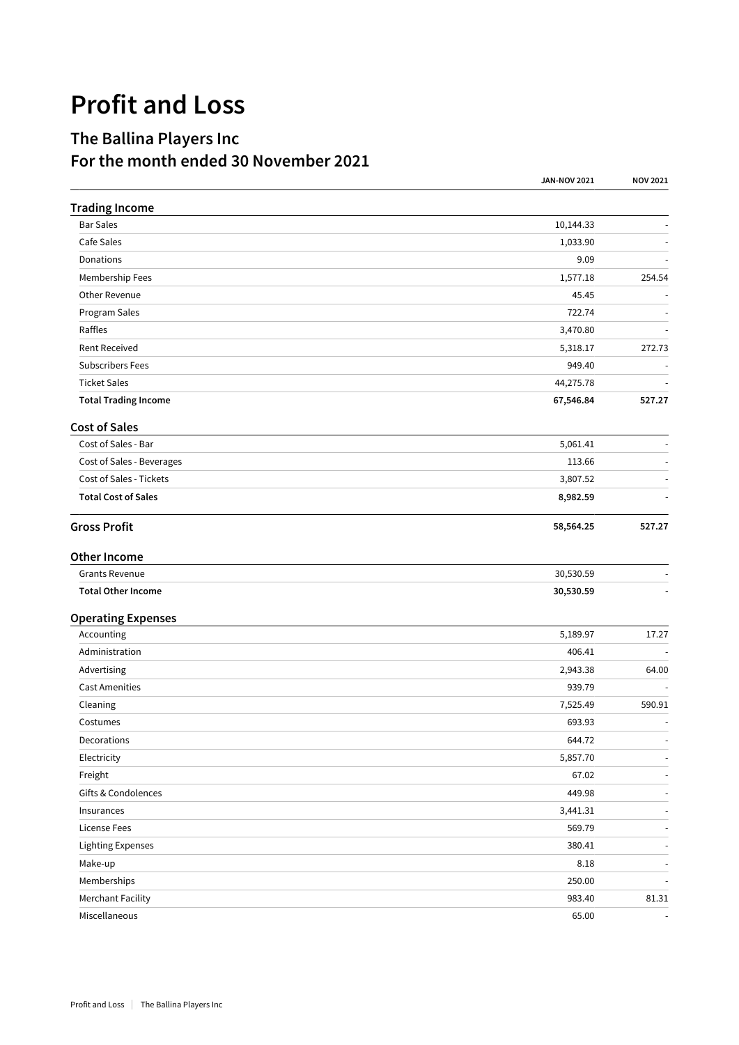# Profit and Loss

## The Ballina Players Inc
## For the month ended 30 November 2021

| | JAN-NOV 2021 | NOV 2021 |
|---|---|---|
| **Trading Income** | | |
| Bar Sales | 10,144.33 | - |
| Cafe Sales | 1,033.90 | - |
| Donations | 9.09 | - |
| Membership Fees | 1,577.18 | 254.54 |
| Other Revenue | 45.45 | - |
| Program Sales | 722.74 | - |
| Raffles | 3,470.80 | - |
| Rent Received | 5,318.17 | 272.73 |
| Subscribers Fees | 949.40 | - |
| Ticket Sales | 44,275.78 | - |
| **Total Trading Income** | **67,546.84** | **527.27** |
| **Cost of Sales** | | |
| Cost of Sales - Bar | 5,061.41 | - |
| Cost of Sales - Beverages | 113.66 | - |
| Cost of Sales - Tickets | 3,807.52 | - |
| **Total Cost of Sales** | **8,982.59** | **-** |
| **Gross Profit** | **58,564.25** | **527.27** |
| **Other Income** | | |
| Grants Revenue | 30,530.59 | - |
| **Total Other Income** | **30,530.59** | **-** |
| **Operating Expenses** | | |
| Accounting | 5,189.97 | 17.27 |
| Administration | 406.41 | - |
| Advertising | 2,943.38 | 64.00 |
| Cast Amenities | 939.79 | - |
| Cleaning | 7,525.49 | 590.91 |
| Costumes | 693.93 | - |
| Decorations | 644.72 | - |
| Electricity | 5,857.70 | - |
| Freight | 67.02 | - |
| Gifts & Condolences | 449.98 | - |
| Insurances | 3,441.31 | - |
| License Fees | 569.79 | - |
| Lighting Expenses | 380.41 | - |
| Make-up | 8.18 | - |
| Memberships | 250.00 | - |
| Merchant Facility | 983.40 | 81.31 |
| Miscellaneous | 65.00 | - |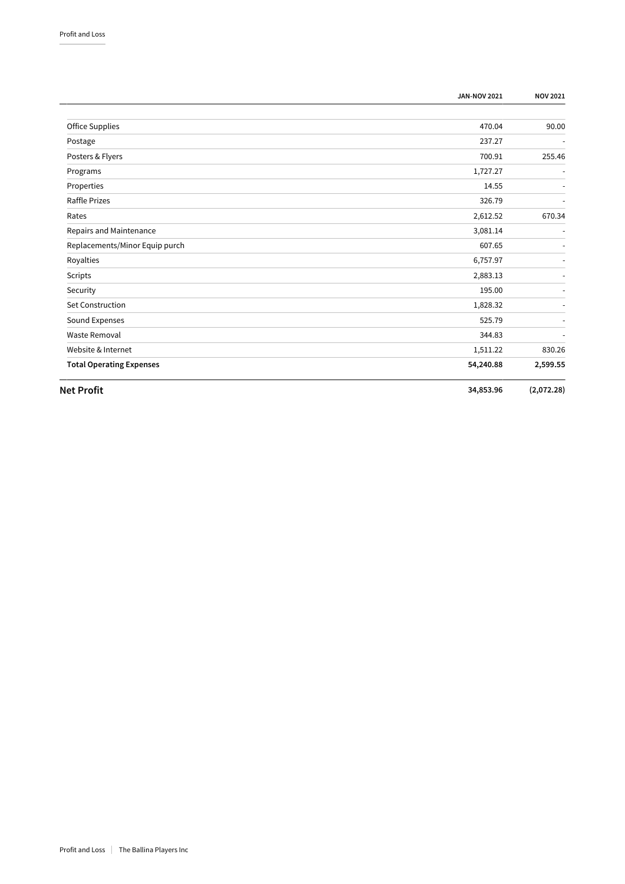| | JAN-NOV 2021 | NOV 2021 |
|---|---|---|
| Office Supplies | 470.04 | 90.00 |
| Postage | 237.27 | - |
| Posters & Flyers | 700.91 | 255.46 |
| Programs | 1,727.27 | - |
| Properties | 14.55 | - |
| Raffle Prizes | 326.79 | - |
| Rates | 2,612.52 | 670.34 |
| Repairs and Maintenance | 3,081.14 | - |
| Replacements/Minor Equip purch | 607.65 | - |
| Royalties | 6,757.97 | - |
| Scripts | 2,883.13 | - |
| Security | 195.00 | - |
| Set Construction | 1,828.32 | - |
| Sound Expenses | 525.79 | - |
| Waste Removal | 344.83 | - |
| Website & Internet | 1,511.22 | 830.26 |
| **Total Operating Expenses** | **54,240.88** | **2,599.55** |
| **Net Profit** | **34,853.96** | **(2,072.28)** |